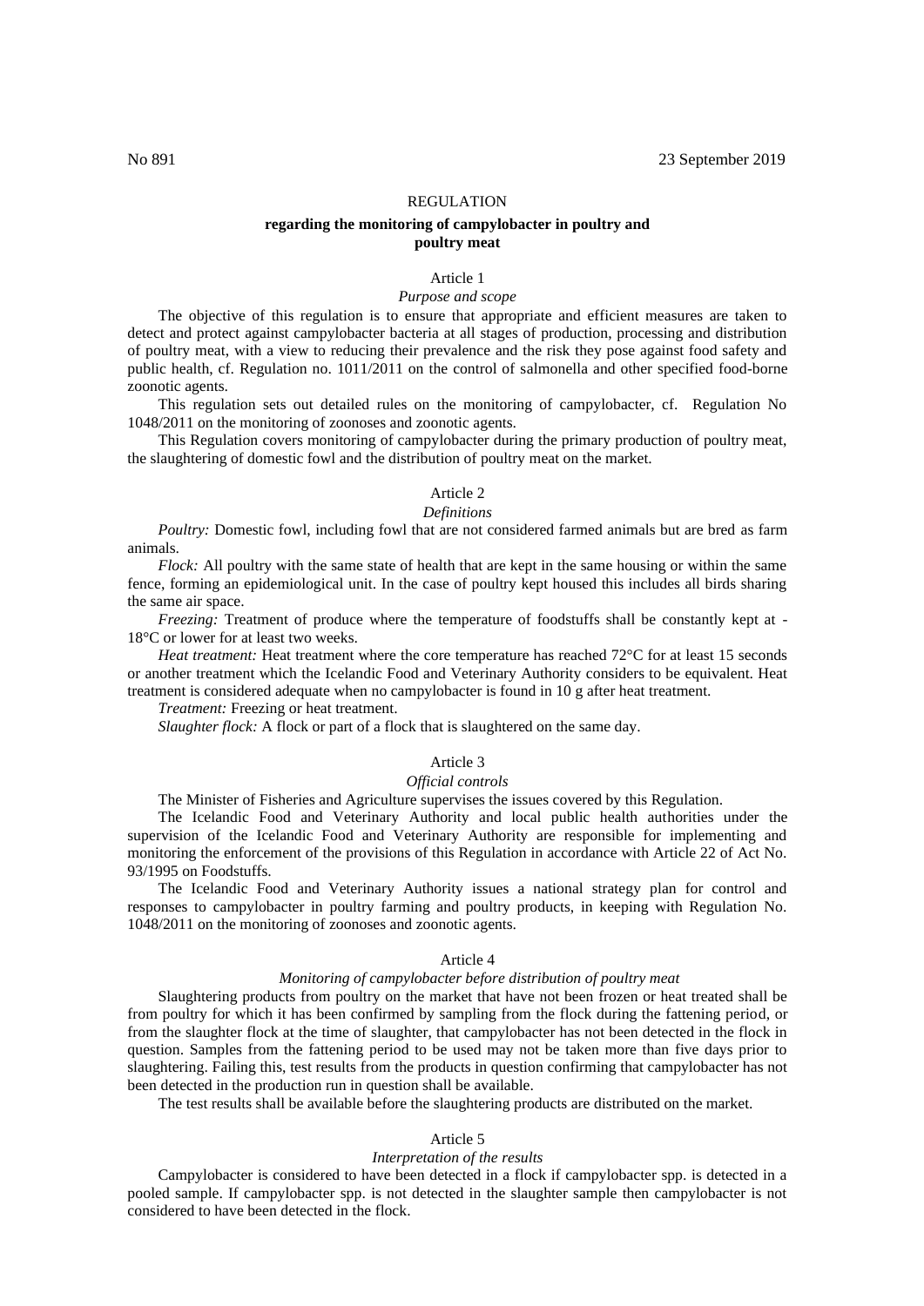No 891 23 September 2019

# REGULATION

## regarding the monitoring of campylobacter in poultry and poultry meat

### Article 1

*Purpose and scope*

The objective of this regulation is to ensure that appropriate and efficient measures are taken to detect and protect against campylobacter bacteria at all stages of production, processing and distribution of poultry meat, with a view to reducing their prevalence and the risk they pose against food safety and public health, cf. Regulation no. 1011/2011 on the control of salmonella and other specified food-borne zoonotic agents.

This regulation sets out detailed rules on the monitoring of campylobacter, cf. Regulation No 1048/2011 on the monitoring of zoonoses and zoonotic agents.

This Regulation covers monitoring of campylobacter during the primary production of poultry meat, the slaughtering of domestic fowl and the distribution of poultry meat on the market.

### Article 2

*Definitions*

*Poultry:* Domestic fowl, including fowl that are not considered farmed animals but are bred as farm animals.

*Flock:* All poultry with the same state of health that are kept in the same housing or within the same fence, forming an epidemiological unit. In the case of poultry kept housed this includes all birds sharing the same air space.

*Freezing:* Treatment of produce where the temperature of foodstuffs shall be constantly kept at -18°C or lower for at least two weeks.

*Heat treatment:* Heat treatment where the core temperature has reached 72°C for at least 15 seconds or another treatment which the Icelandic Food and Veterinary Authority considers to be equivalent. Heat treatment is considered adequate when no campylobacter is found in 10 g after heat treatment.

*Treatment:* Freezing or heat treatment.

*Slaughter flock:* A flock or part of a flock that is slaughtered on the same day.

### Article 3

*Official controls*

The Minister of Fisheries and Agriculture supervises the issues covered by this Regulation.

The Icelandic Food and Veterinary Authority and local public health authorities under the supervision of the Icelandic Food and Veterinary Authority are responsible for implementing and monitoring the enforcement of the provisions of this Regulation in accordance with Article 22 of Act No. 93/1995 on Foodstuffs.

The Icelandic Food and Veterinary Authority issues a national strategy plan for control and responses to campylobacter in poultry farming and poultry products, in keeping with Regulation No. 1048/2011 on the monitoring of zoonoses and zoonotic agents.

### Article 4

*Monitoring of campylobacter before distribution of poultry meat*

Slaughtering products from poultry on the market that have not been frozen or heat treated shall be from poultry for which it has been confirmed by sampling from the flock during the fattening period, or from the slaughter flock at the time of slaughter, that campylobacter has not been detected in the flock in question. Samples from the fattening period to be used may not be taken more than five days prior to slaughtering. Failing this, test results from the products in question confirming that campylobacter has not been detected in the production run in question shall be available.

The test results shall be available before the slaughtering products are distributed on the market.

### Article 5

*Interpretation of the results*

Campylobacter is considered to have been detected in a flock if campylobacter spp. is detected in a pooled sample. If campylobacter spp. is not detected in the slaughter sample then campylobacter is not considered to have been detected in the flock.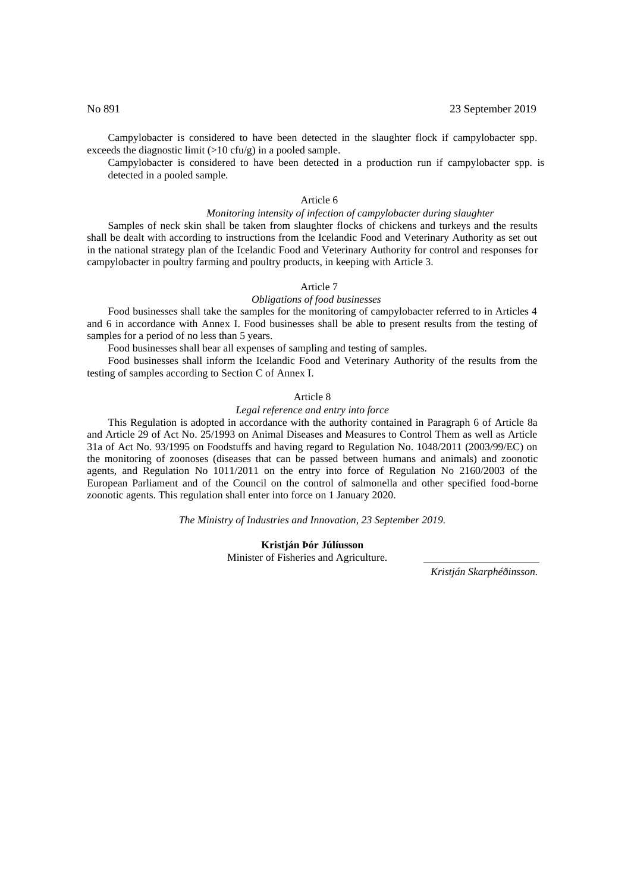Campylobacter is considered to have been detected in the slaughter flock if campylobacter spp. exceeds the diagnostic limit (>10 cfu/g) in a pooled sample.

Campylobacter is considered to have been detected in a production run if campylobacter spp. is detected in a pooled sample.

### Article 6

*Monitoring intensity of infection of campylobacter during slaughter*

Samples of neck skin shall be taken from slaughter flocks of chickens and turkeys and the results shall be dealt with according to instructions from the Icelandic Food and Veterinary Authority as set out in the national strategy plan of the Icelandic Food and Veterinary Authority for control and responses for campylobacter in poultry farming and poultry products, in keeping with Article 3.

### Article 7

*Obligations of food businesses*

Food businesses shall take the samples for the monitoring of campylobacter referred to in Articles 4 and 6 in accordance with Annex I. Food businesses shall be able to present results from the testing of samples for a period of no less than 5 years.

Food businesses shall bear all expenses of sampling and testing of samples.

Food businesses shall inform the Icelandic Food and Veterinary Authority of the results from the testing of samples according to Section C of Annex I.

### Article 8

*Legal reference and entry into force*

This Regulation is adopted in accordance with the authority contained in Paragraph 6 of Article 8a and Article 29 of Act No. 25/1993 on Animal Diseases and Measures to Control Them as well as Article 31a of Act No. 93/1995 on Foodstuffs and having regard to Regulation No. 1048/2011 (2003/99/EC) on the monitoring of zoonoses (diseases that can be passed between humans and animals) and zoonotic agents, and Regulation No 1011/2011 on the entry into force of Regulation No 2160/2003 of the European Parliament and of the Council on the control of salmonella and other specified food-borne zoonotic agents. This regulation shall enter into force on 1 January 2020.

*The Ministry of Industries and Innovation, 23 September 2019.*

**Kristján Þór Júlíusson**
Minister of Fisheries and Agriculture.

*Kristján Skarphéðinsson.*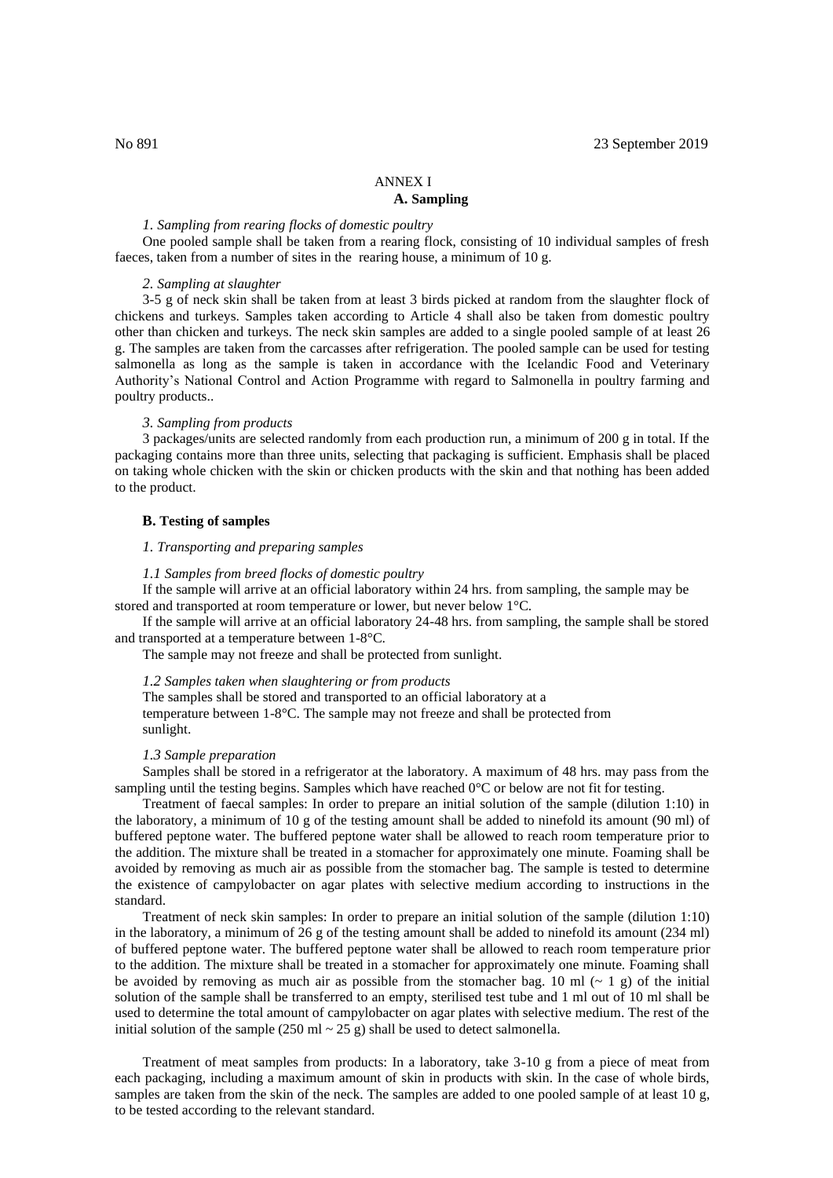# ANNEX I

## A. Sampling

*1. Sampling from rearing flocks of domestic poultry*

One pooled sample shall be taken from a rearing flock, consisting of 10 individual samples of fresh faeces, taken from a number of sites in the rearing house, a minimum of 10 g.

*2. Sampling at slaughter*

3-5 g of neck skin shall be taken from at least 3 birds picked at random from the slaughter flock of chickens and turkeys. Samples taken according to Article 4 shall also be taken from domestic poultry other than chicken and turkeys. The neck skin samples are added to a single pooled sample of at least 26 g. The samples are taken from the carcasses after refrigeration. The pooled sample can be used for testing salmonella as long as the sample is taken in accordance with the Icelandic Food and Veterinary Authority's National Control and Action Programme with regard to Salmonella in poultry farming and poultry products..

*3. Sampling from products*

3 packages/units are selected randomly from each production run, a minimum of 200 g in total. If the packaging contains more than three units, selecting that packaging is sufficient. Emphasis shall be placed on taking whole chicken with the skin or chicken products with the skin and that nothing has been added to the product.

## B. Testing of samples

*1. Transporting and preparing samples*

*1.1 Samples from breed flocks of domestic poultry*

If the sample will arrive at an official laboratory within 24 hrs. from sampling, the sample may be stored and transported at room temperature or lower, but never below 1°C.

If the sample will arrive at an official laboratory 24-48 hrs. from sampling, the sample shall be stored and transported at a temperature between 1-8°C.

The sample may not freeze and shall be protected from sunlight.

*1.2 Samples taken when slaughtering or from products*

The samples shall be stored and transported to an official laboratory at a temperature between 1-8°C. The sample may not freeze and shall be protected from sunlight.

*1.3 Sample preparation*

Samples shall be stored in a refrigerator at the laboratory. A maximum of 48 hrs. may pass from the sampling until the testing begins. Samples which have reached 0°C or below are not fit for testing.

Treatment of faecal samples: In order to prepare an initial solution of the sample (dilution 1:10) in the laboratory, a minimum of 10 g of the testing amount shall be added to ninefold its amount (90 ml) of buffered peptone water. The buffered peptone water shall be allowed to reach room temperature prior to the addition. The mixture shall be treated in a stomacher for approximately one minute. Foaming shall be avoided by removing as much air as possible from the stomacher bag. The sample is tested to determine the existence of campylobacter on agar plates with selective medium according to instructions in the standard.

Treatment of neck skin samples: In order to prepare an initial solution of the sample (dilution 1:10) in the laboratory, a minimum of 26 g of the testing amount shall be added to ninefold its amount (234 ml) of buffered peptone water. The buffered peptone water shall be allowed to reach room temperature prior to the addition. The mixture shall be treated in a stomacher for approximately one minute. Foaming shall be avoided by removing as much air as possible from the stomacher bag. 10 ml (~ 1 g) of the initial solution of the sample shall be transferred to an empty, sterilised test tube and 1 ml out of 10 ml shall be used to determine the total amount of campylobacter on agar plates with selective medium. The rest of the initial solution of the sample (250 ml ~ 25 g) shall be used to detect salmonella.

Treatment of meat samples from products: In a laboratory, take 3-10 g from a piece of meat from each packaging, including a maximum amount of skin in products with skin. In the case of whole birds, samples are taken from the skin of the neck. The samples are added to one pooled sample of at least 10 g, to be tested according to the relevant standard.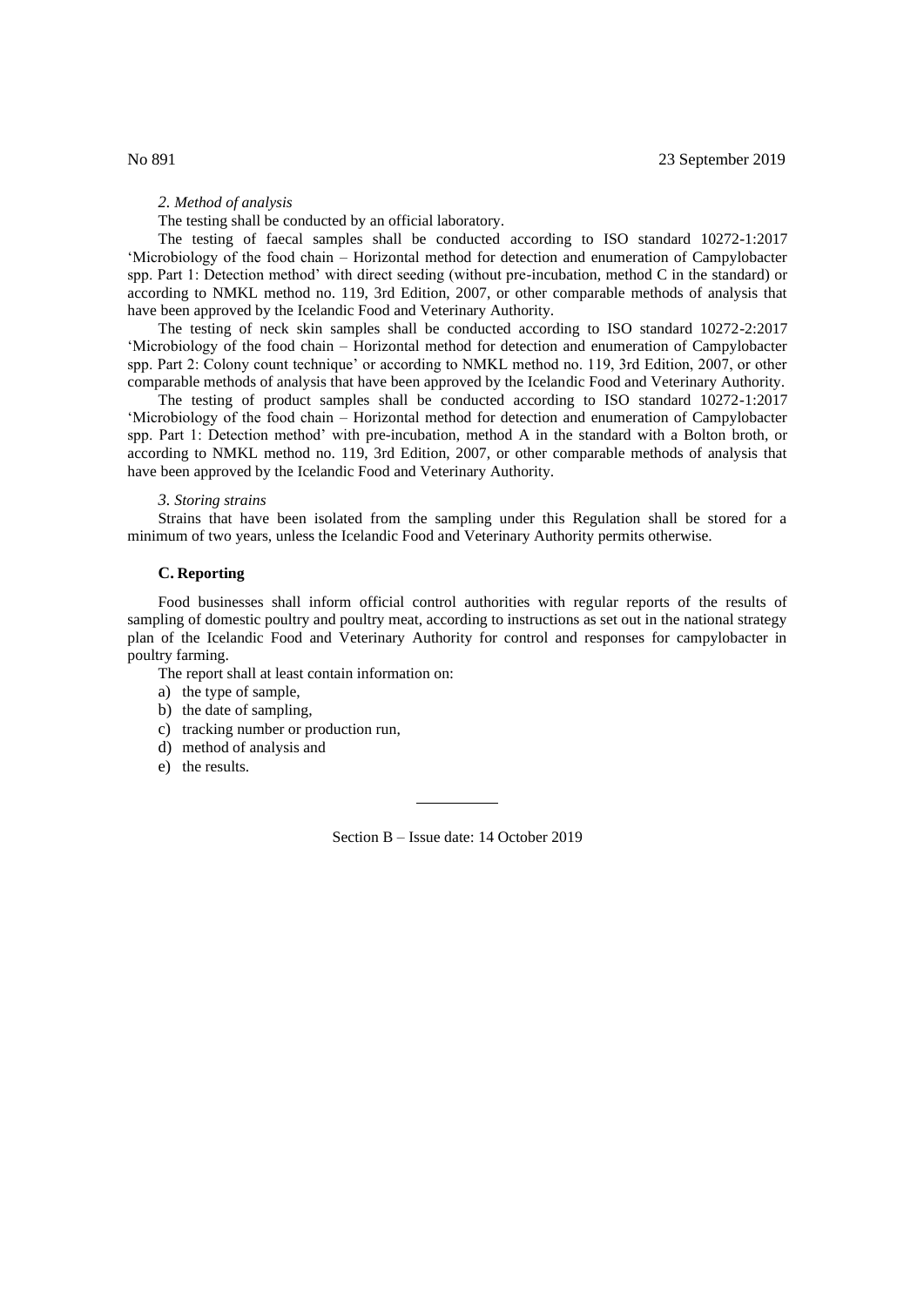*2. Method of analysis*

The testing shall be conducted by an official laboratory.

The testing of faecal samples shall be conducted according to ISO standard 10272-1:2017 'Microbiology of the food chain – Horizontal method for detection and enumeration of Campylobacter spp. Part 1: Detection method' with direct seeding (without pre-incubation, method C in the standard) or according to NMKL method no. 119, 3rd Edition, 2007, or other comparable methods of analysis that have been approved by the Icelandic Food and Veterinary Authority.

The testing of neck skin samples shall be conducted according to ISO standard 10272-2:2017 'Microbiology of the food chain – Horizontal method for detection and enumeration of Campylobacter spp. Part 2: Colony count technique' or according to NMKL method no. 119, 3rd Edition, 2007, or other comparable methods of analysis that have been approved by the Icelandic Food and Veterinary Authority.

The testing of product samples shall be conducted according to ISO standard 10272-1:2017 'Microbiology of the food chain – Horizontal method for detection and enumeration of Campylobacter spp. Part 1: Detection method' with pre-incubation, method A in the standard with a Bolton broth, or according to NMKL method no. 119, 3rd Edition, 2007, or other comparable methods of analysis that have been approved by the Icelandic Food and Veterinary Authority.

*3. Storing strains*

Strains that have been isolated from the sampling under this Regulation shall be stored for a minimum of two years, unless the Icelandic Food and Veterinary Authority permits otherwise.

**C. Reporting**

Food businesses shall inform official control authorities with regular reports of the results of sampling of domestic poultry and poultry meat, according to instructions as set out in the national strategy plan of the Icelandic Food and Veterinary Authority for control and responses for campylobacter in poultry farming.

The report shall at least contain information on:

a) the type of sample,
b) the date of sampling,
c) tracking number or production run,
d) method of analysis and
e) the results.

---

Section B – Issue date: 14 October 2019